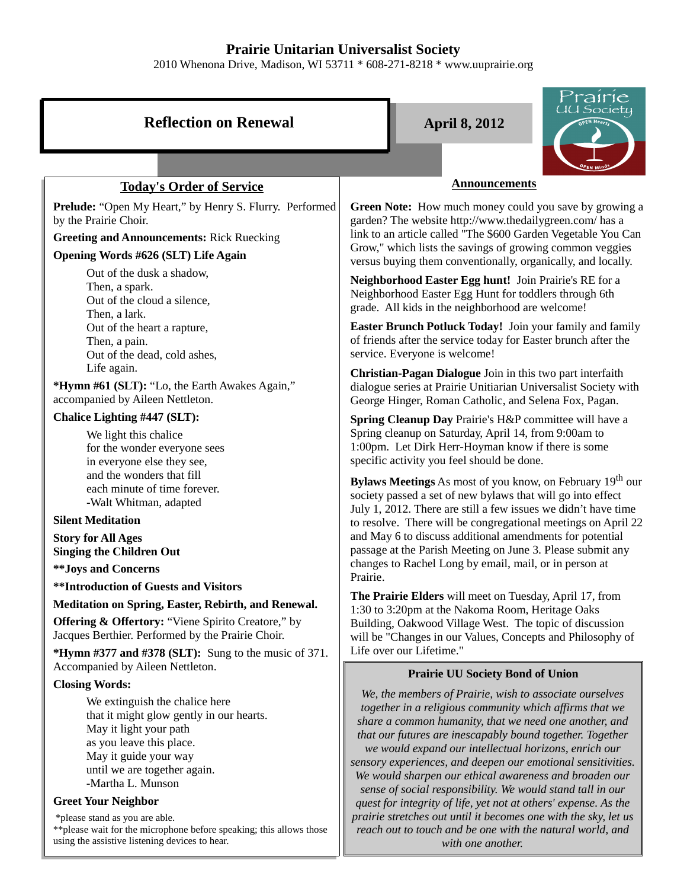# Prairie Unitarian Universalist Society

2010 Whenona Drive, Madison, WI 53711 * 608-271-8218 * www.uuprairie.org

## Reflection on Renewal

**April 8, 2012**

Prairie UU Society

OPEN Hearts

OPEN Minds

### Today's Order of Service

**Prelude:** "Open My Heart," by Henry S. Flurry. Performed by the Prairie Choir.

**Greeting and Announcements:** Rick Ruecking

**Opening Words #626 (SLT) Life Again**

Out of the dusk a shadow,
Then, a spark.
Out of the cloud a silence,
Then, a lark.
Out of the heart a rapture,
Then, a pain.
Out of the dead, cold ashes,
Life again.

***Hymn #61 (SLT):** "Lo, the Earth Awakes Again," accompanied by Aileen Nettleton.

**Chalice Lighting #447 (SLT):**

We light this chalice
for the wonder everyone sees
in everyone else they see,
and the wonders that fill
each minute of time forever.
-Walt Whitman, adapted

**Silent Meditation**

**Story for All Ages**
**Singing the Children Out**

****Joys and Concerns**

****Introduction of Guests and Visitors**

**Meditation on Spring, Easter, Rebirth, and Renewal.**

**Offering & Offertory:** "Viene Spirito Creatore," by Jacques Berthier. Performed by the Prairie Choir.

***Hymn #377 and #378 (SLT):** Sung to the music of 371. Accompanied by Aileen Nettleton.

**Closing Words:**

We extinguish the chalice here
that it might glow gently in our hearts.
May it light your path
as you leave this place.
May it guide your way
until we are together again.
-Martha L. Munson

**Greet Your Neighbor**

*please stand as you are able.
**please wait for the microphone before speaking; this allows those using the assistive listening devices to hear.

### Announcements

**Green Note:** How much money could you save by growing a garden? The website http://www.thedailygreen.com/ has a link to an article called "The $600 Garden Vegetable You Can Grow," which lists the savings of growing common veggies versus buying them conventionally, organically, and locally.

**Neighborhood Easter Egg hunt!** Join Prairie's RE for a Neighborhood Easter Egg Hunt for toddlers through 6th grade. All kids in the neighborhood are welcome!

**Easter Brunch Potluck Today!** Join your family and family of friends after the service today for Easter brunch after the service. Everyone is welcome!

**Christian-Pagan Dialogue** Join in this two part interfaith dialogue series at Prairie Unitarian Universalist Society with George Hinger, Roman Catholic, and Selena Fox, Pagan.

**Spring Cleanup Day** Prairie's H&P committee will have a Spring cleanup on Saturday, April 14, from 9:00am to 1:00pm. Let Dirk Herr-Hoyman know if there is some specific activity you feel should be done.

**Bylaws Meetings** As most of you know, on February 19th our society passed a set of new bylaws that will go into effect July 1, 2012. There are still a few issues we didn't have time to resolve. There will be congregational meetings on April 22 and May 6 to discuss additional amendments for potential passage at the Parish Meeting on June 3. Please submit any changes to Rachel Long by email, mail, or in person at Prairie.

**The Prairie Elders** will meet on Tuesday, April 17, from 1:30 to 3:20pm at the Nakoma Room, Heritage Oaks Building, Oakwood Village West. The topic of discussion will be "Changes in our Values, Concepts and Philosophy of Life over our Lifetime."

#### Prairie UU Society Bond of Union

*We, the members of Prairie, wish to associate ourselves together in a religious community which affirms that we share a common humanity, that we need one another, and that our futures are inescapably bound together. Together we would expand our intellectual horizons, enrich our sensory experiences, and deepen our emotional sensitivities. We would sharpen our ethical awareness and broaden our sense of social responsibility. We would stand tall in our quest for integrity of life, yet not at others' expense. As the prairie stretches out until it becomes one with the sky, let us reach out to touch and be one with the natural world, and with one another.*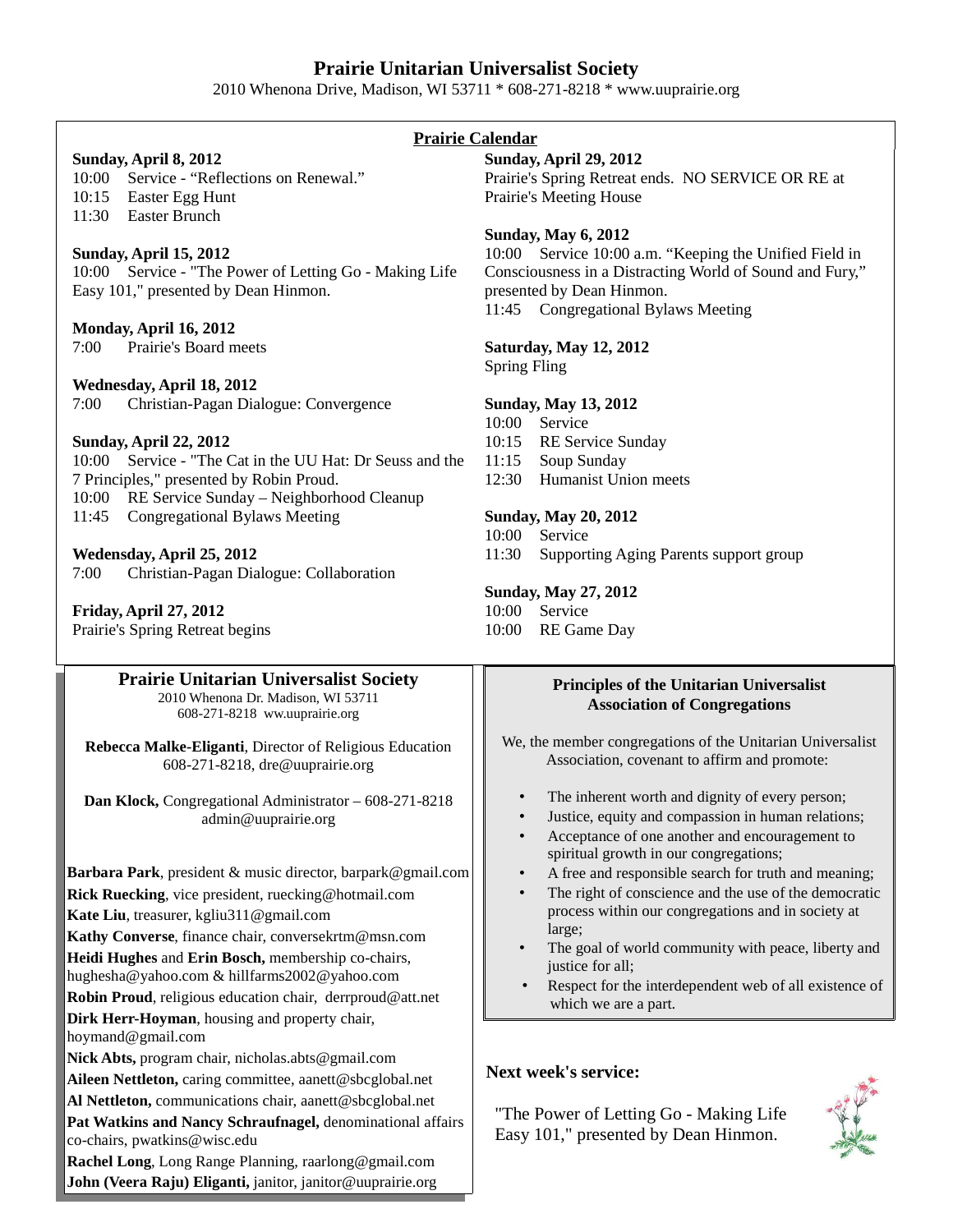# Prairie Unitarian Universalist Society

2010 Whenona Drive, Madison, WI 53711 * 608-271-8218 * www.uuprairie.org

## Prairie Calendar

**Sunday, April 8, 2012**
10:00 Service - “Reflections on Renewal.”
10:15 Easter Egg Hunt
11:30 Easter Brunch

**Sunday, April 15, 2012**
10:00 Service - "The Power of Letting Go - Making Life Easy 101," presented by Dean Hinmon.

**Monday, April 16, 2012**
7:00 Prairie's Board meets

**Wednesday, April 18, 2012**
7:00 Christian-Pagan Dialogue: Convergence

**Sunday, April 22, 2012**
10:00 Service - "The Cat in the UU Hat: Dr Seuss and the 7 Principles," presented by Robin Proud.
10:00 RE Service Sunday – Neighborhood Cleanup
11:45 Congregational Bylaws Meeting

**Wedensday, April 25, 2012**
7:00 Christian-Pagan Dialogue: Collaboration

**Friday, April 27, 2012**
Prairie's Spring Retreat begins

**Sunday, April 29, 2012**
Prairie's Spring Retreat ends. NO SERVICE OR RE at Prairie's Meeting House

**Sunday, May 6, 2012**
10:00 Service 10:00 a.m. “Keeping the Unified Field in Consciousness in a Distracting World of Sound and Fury,” presented by Dean Hinmon.
11:45 Congregational Bylaws Meeting

**Saturday, May 12, 2012**
Spring Fling

**Sunday, May 13, 2012**
10:00 Service
10:15 RE Service Sunday
11:15 Soup Sunday
12:30 Humanist Union meets

**Sunday, May 20, 2012**
10:00 Service
11:30 Supporting Aging Parents support group

**Sunday, May 27, 2012**
10:00 Service
10:00 RE Game Day

## Prairie Unitarian Universalist Society

2010 Whenona Dr. Madison, WI 53711
608-271-8218 ww.uuprairie.org

**Rebecca Malke-Eliganti**, Director of Religious Education 608-271-8218, dre@uuprairie.org

**Dan Klock,** Congregational Administrator – 608-271-8218 admin@uuprairie.org

**Barbara Park**, president & music director, barpark@gmail.com
**Rick Ruecking**, vice president, ruecking@hotmail.com
**Kate Liu**, treasurer, kgliu311@gmail.com
**Kathy Converse**, finance chair, conversekrtm@msn.com
**Heidi Hughes** and **Erin Bosch,** membership co-chairs, hughesha@yahoo.com & hillfarms2002@yahoo.com
**Robin Proud**, religious education chair, derrproud@att.net
**Dirk Herr-Hoyman**, housing and property chair, hoymand@gmail.com
**Nick Abts,** program chair, nicholas.abts@gmail.com
**Aileen Nettleton,** caring committee, aanett@sbcglobal.net
**Al Nettleton,** communications chair, aanett@sbcglobal.net
**Pat Watkins and Nancy Schraufnagel,** denominational affairs co-chairs, pwatkins@wisc.edu
**Rachel Long**, Long Range Planning, raarlong@gmail.com
**John (Veera Raju) Eliganti,** janitor, janitor@uuprairie.org

## Principles of the Unitarian Universalist Association of Congregations

We, the member congregations of the Unitarian Universalist Association, covenant to affirm and promote:

- The inherent worth and dignity of every person;
- Justice, equity and compassion in human relations;
- Acceptance of one another and encouragement to spiritual growth in our congregations;
- A free and responsible search for truth and meaning;
- The right of conscience and the use of the democratic process within our congregations and in society at large;
- The goal of world community with peace, liberty and justice for all;
- Respect for the interdependent web of all existence of which we are a part.

**Next week's service:**

"The Power of Letting Go - Making Life Easy 101," presented by Dean Hinmon.